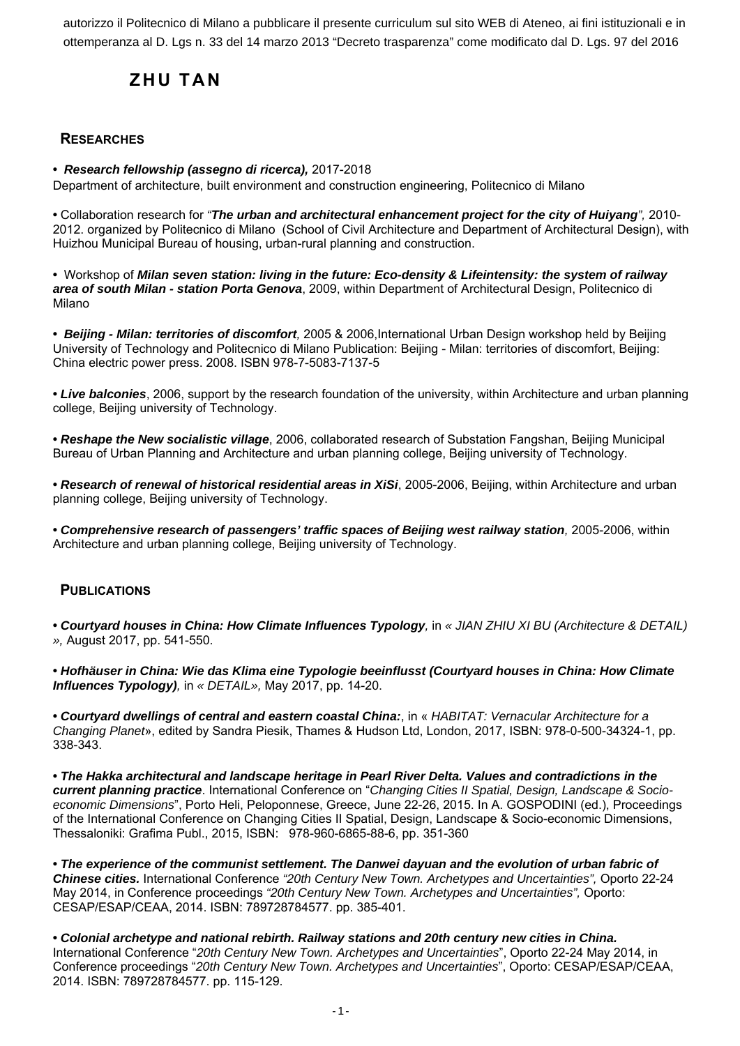autorizzo il Politecnico di Milano a pubblicare il presente curriculum sul sito WEB di Ateneo, ai fini istituzionali e in ottemperanza al D. Lgs n. 33 del 14 marzo 2013 "Decreto trasparenza" come modificato dal D. Lgs. 97 del 2016

# ZHU TAN

## RESEARCHES

• ***Research fellowship (assegno di ricerca),*** 2017-2018
Department of architecture, built environment and construction engineering, Politecnico di Milano

• Collaboration research for *"**The urban and architectural enhancement project for the city of Huiyang**",* 2010-2012. organized by Politecnico di Milano (School of Civil Architecture and Department of Architectural Design), with Huizhou Municipal Bureau of housing, urban-rural planning and construction.

• Workshop of ***Milan seven station: living in the future: Eco-density & Lifeintensity: the system of railway area of south Milan - station Porta Genova***, 2009, within Department of Architectural Design, Politecnico di Milano

• ***Beijing - Milan: territories of discomfort,*** 2005 & 2006,International Urban Design workshop held by Beijing University of Technology and Politecnico di Milano Publication: Beijing - Milan: territories of discomfort, Beijing: China electric power press. 2008. ISBN 978-7-5083-7137-5

• ***Live balconies***, 2006, support by the research foundation of the university, within Architecture and urban planning college, Beijing university of Technology.

• ***Reshape the New socialistic village***, 2006, collaborated research of Substation Fangshan, Beijing Municipal Bureau of Urban Planning and Architecture and urban planning college, Beijing university of Technology.

• ***Research of renewal of historical residential areas in XiSi***, 2005-2006, Beijing, within Architecture and urban planning college, Beijing university of Technology.

• ***Comprehensive research of passengers' traffic spaces of Beijing west railway station,*** 2005-2006, within Architecture and urban planning college, Beijing university of Technology.

## PUBLICATIONS

• ***Courtyard houses in China: How Climate Influences Typology,*** in *« JIAN ZHIU XI BU (Architecture & DETAIL) »,* August 2017, pp. 541-550.

• ***Hofhäuser in China: Wie das Klima eine Typologie beeinflusst (Courtyard houses in China: How Climate Influences Typology),*** in *« DETAIL»,* May 2017, pp. 14-20.

• ***Courtyard dwellings of central and eastern coastal China:***, in « *HABITAT: Vernacular Architecture for a Changing Planet*», edited by Sandra Piesik, Thames & Hudson Ltd, London, 2017, ISBN: 978-0-500-34324-1, pp. 338-343.

• ***The Hakka architectural and landscape heritage in Pearl River Delta. Values and contradictions in the current planning practice***. International Conference on "*Changing Cities II Spatial, Design, Landscape & Socio-economic Dimensions*", Porto Heli, Peloponnese, Greece, June 22-26, 2015. In A. GOSPODINI (ed.), Proceedings of the International Conference on Changing Cities II Spatial, Design, Landscape & Socio-economic Dimensions, Thessaloniki: Grafima Publ., 2015, ISBN: 978-960-6865-88-6, pp. 351-360

• ***The experience of the communist settlement. The Danwei dayuan and the evolution of urban fabric of Chinese cities.*** International Conference *"20th Century New Town. Archetypes and Uncertainties",* Oporto 22-24 May 2014, in Conference proceedings *"20th Century New Town. Archetypes and Uncertainties",* Oporto: CESAP/ESAP/CEAA, 2014. ISBN: 789728784577. pp. 385-401.

• ***Colonial archetype and national rebirth. Railway stations and 20th century new cities in China.*** International Conference "*20th Century New Town. Archetypes and Uncertainties*", Oporto 22-24 May 2014, in Conference proceedings "*20th Century New Town. Archetypes and Uncertainties*", Oporto: CESAP/ESAP/CEAA, 2014. ISBN: 789728784577. pp. 115-129.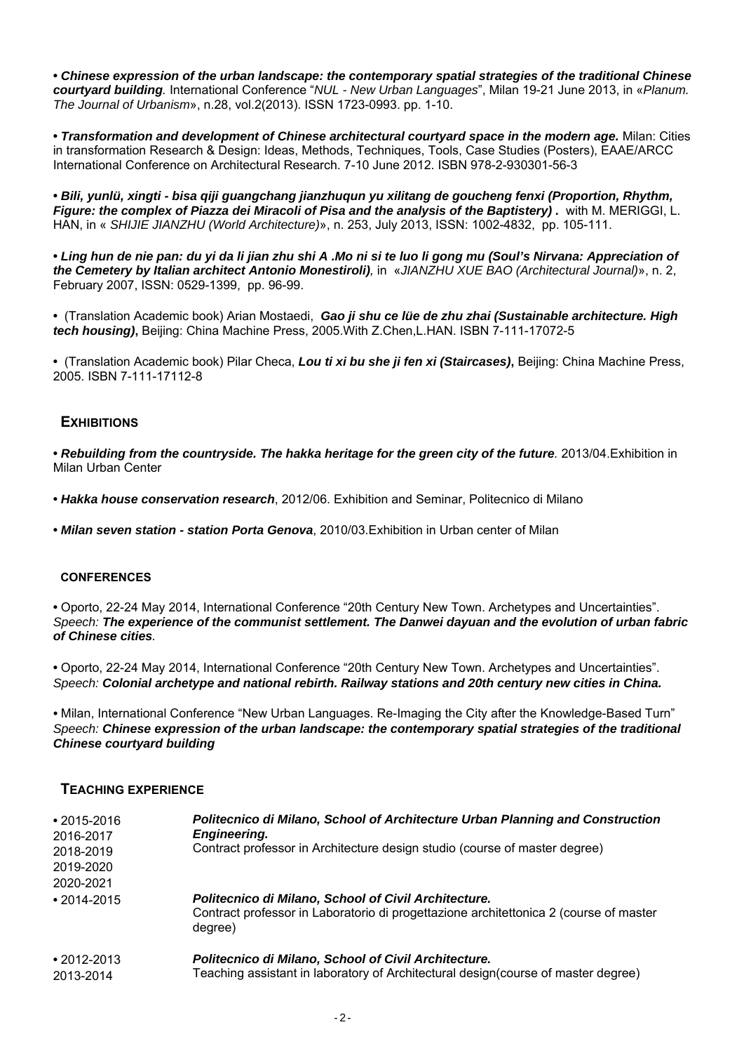**• *Chinese expression of the urban landscape: the contemporary spatial strategies of the traditional Chinese courtyard building*.** International Conference "*NUL - New Urban Languages*", Milan 19-21 June 2013, in «*Planum. The Journal of Urbanism*», n.28, vol.2(2013). ISSN 1723-0993. pp. 1-10.

**• *Transformation and development of Chinese architectural courtyard space in the modern age.*** Milan: Cities in transformation Research & Design: Ideas, Methods, Techniques, Tools, Case Studies (Posters), EAAE/ARCC International Conference on Architectural Research. 7-10 June 2012. ISBN 978-2-930301-56-3

**• *Bili, yunlü, xingti - bisa qiji guangchang jianzhuqun yu xilitang de goucheng fenxi (Proportion, Rhythm, Figure: the complex of Piazza dei Miracoli of Pisa and the analysis of the Baptistery) .*** with M. MERIGGI, L. HAN, in « *SHIJIE JIANZHU (World Architecture)*», n. 253, July 2013, ISSN: 1002-4832, pp. 105-111.

**• *Ling hun de nie pan: du yi da li jian zhu shi A .Mo ni si te luo li gong mu (Soul's Nirvana: Appreciation of the Cemetery by Italian architect Antonio Monestiroli)*,** in «*JIANZHU XUE BAO (Architectural Journal)*», n. 2, February 2007, ISSN: 0529-1399, pp. 96-99.

• (Translation Academic book) Arian Mostaedi, ***Gao ji shu ce lüe de zhu zhai (Sustainable architecture. High tech housing)*,** Beijing: China Machine Press, 2005.With Z.Chen,L.HAN. ISBN 7-111-17072-5

• (Translation Academic book) Pilar Checa, ***Lou ti xi bu she ji fen xi (Staircases)*,** Beijing: China Machine Press, 2005. ISBN 7-111-17112-8

## EXHIBITIONS

**• *Rebuilding from the countryside. The hakka heritage for the green city of the future*.** 2013/04.Exhibition in Milan Urban Center

**• *Hakka house conservation research***, 2012/06. Exhibition and Seminar, Politecnico di Milano

**• *Milan seven station - station Porta Genova***, 2010/03.Exhibition in Urban center of Milan

## CONFERENCES

• Oporto, 22-24 May 2014, International Conference "20th Century New Town. Archetypes and Uncertainties". *Speech:* ***The experience of the communist settlement. The Danwei dayuan and the evolution of urban fabric of Chinese cities.***

• Oporto, 22-24 May 2014, International Conference "20th Century New Town. Archetypes and Uncertainties". *Speech:* ***Colonial archetype and national rebirth. Railway stations and 20th century new cities in China.***

• Milan, International Conference "New Urban Languages. Re-Imaging the City after the Knowledge-Based Turn" *Speech:* ***Chinese expression of the urban landscape: the contemporary spatial strategies of the traditional Chinese courtyard building***

## TEACHING EXPERIENCE

| | |
|---|---|
| • 2015-2016<br>2016-2017<br>2018-2019<br>2019-2020<br>2020-2021 | ***Politecnico di Milano, School of Architecture Urban Planning and Construction Engineering.***<br>Contract professor in Architecture design studio (course of master degree) |
| • 2014-2015 | ***Politecnico di Milano, School of Civil Architecture.***<br>Contract professor in Laboratorio di progettazione architettonica 2 (course of master degree) |
| • 2012-2013<br>2013-2014 | ***Politecnico di Milano, School of Civil Architecture.***<br>Teaching assistant in laboratory of Architectural design(course of master degree) |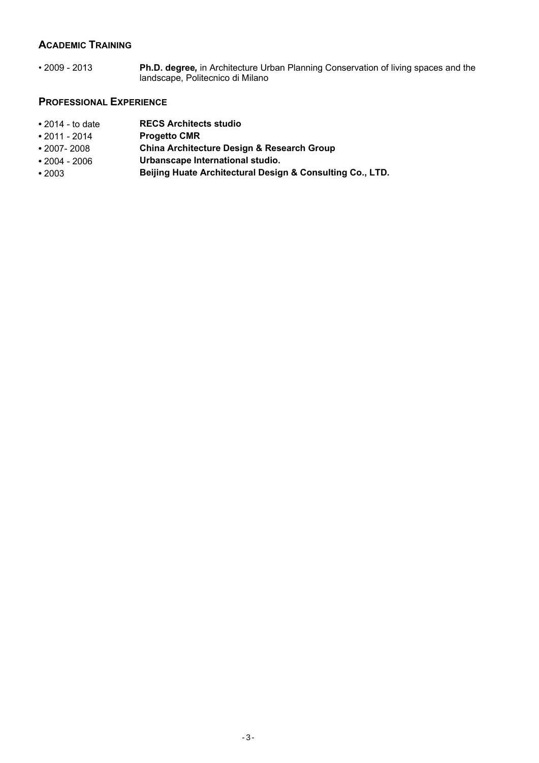## ACADEMIC TRAINING

- 2009 - 2013 **Ph.D. degree,** in Architecture Urban Planning Conservation of living spaces and the landscape, Politecnico di Milano

## PROFESSIONAL EXPERIENCE

- 2014 - to date **RECS Architects studio**
- 2011 - 2014 **Progetto CMR**
- 2007- 2008 **China Architecture Design & Research Group**
- 2004 - 2006 **Urbanscape International studio.**
- 2003 **Beijing Huate Architectural Design & Consulting Co., LTD.**